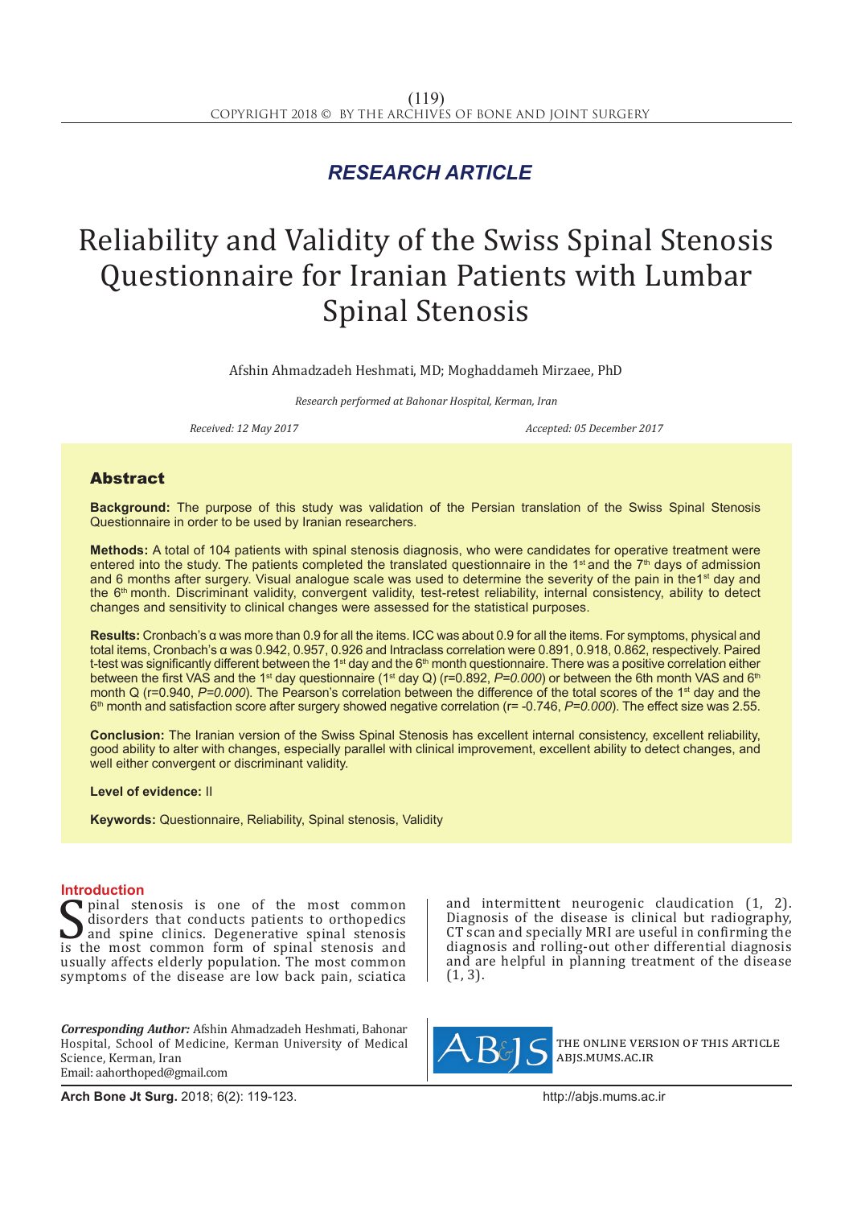*RESEARCH ARTICLE*

# Reliability and Validity of the Swiss Spinal Stenosis Questionnaire for Iranian Patients with Lumbar Spinal Stenosis

Afshin Ahmadzadeh Heshmati, MD; Moghaddameh Mirzaee, PhD

*Research performed at Bahonar Hospital, Kerman, Iran*

*Received: 12 May 2017* *Accepted: 05 December 2017*

## Abstract

**Background:** The purpose of this study was validation of the Persian translation of the Swiss Spinal Stenosis Questionnaire in order to be used by Iranian researchers.

**Methods:** A total of 104 patients with spinal stenosis diagnosis, who were candidates for operative treatment were entered into the study. The patients completed the translated questionnaire in the 1st and the 7th days of admission and 6 months after surgery. Visual analogue scale was used to determine the severity of the pain in the1st day and the 6th month. Discriminant validity, convergent validity, test-retest reliability, internal consistency, ability to detect changes and sensitivity to clinical changes were assessed for the statistical purposes.

**Results:** Cronbach's α was more than 0.9 for all the items. ICC was about 0.9 for all the items. For symptoms, physical and total items, Cronbach's α was 0.942, 0.957, 0.926 and Intraclass correlation were 0.891, 0.918, 0.862, respectively. Paired t-test was significantly different between the 1st day and the 6th month questionnaire. There was a positive correlation either between the first VAS and the 1st day questionnaire (1st day Q) (r=0.892, *P=0.000*) or between the 6th month VAS and 6th month Q (r=0.940, *P=0.000*). The Pearson's correlation between the difference of the total scores of the 1st day and the 6th month and satisfaction score after surgery showed negative correlation (r= -0.746, *P=0.000*). The effect size was 2.55.

**Conclusion:** The Iranian version of the Swiss Spinal Stenosis has excellent internal consistency, excellent reliability, good ability to alter with changes, especially parallel with clinical improvement, excellent ability to detect changes, and well either convergent or discriminant validity.

**Level of evidence:** II

**Keywords:** Questionnaire, Reliability, Spinal stenosis, Validity

## Introduction

Spinal stenosis is one of the most common disorders that conducts patients to orthopedics and spine clinics. Degenerative spinal stenosis is the most common form of spinal stenosis and usually affects elderly population. The most common symptoms of the disease are low back pain, sciatica and intermittent neurogenic claudication (1, 2). Diagnosis of the disease is clinical but radiography, CT scan and specially MRI are useful in confirming the diagnosis and rolling-out other differential diagnosis and are helpful in planning treatment of the disease (1, 3).

*Corresponding Author:* Afshin Ahmadzadeh Heshmati, Bahonar Hospital, School of Medicine, Kerman University of Medical Science, Kerman, Iran
Email: aahorthoped@gmail.com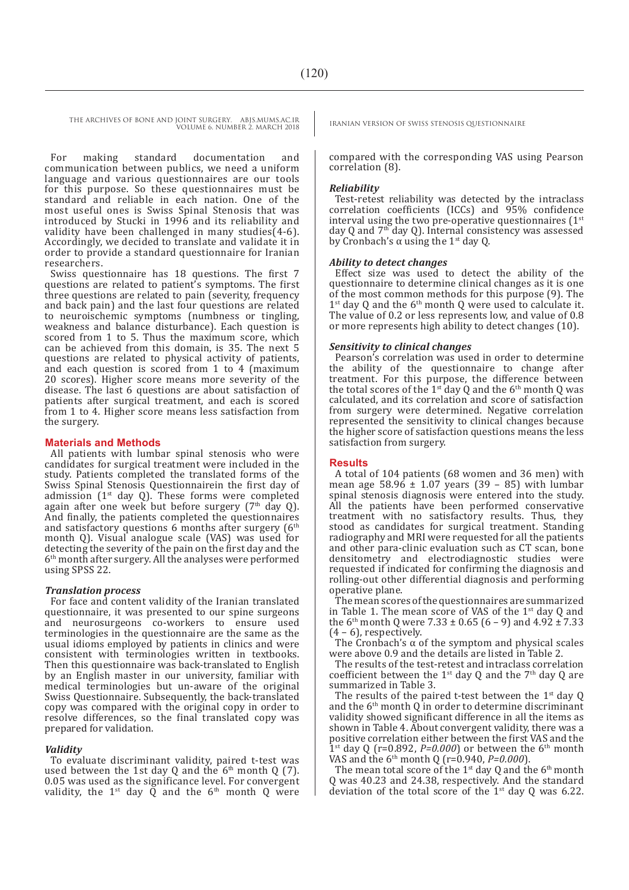For making standard documentation and communication between publics, we need a uniform language and various questionnaires are our tools for this purpose. So these questionnaires must be standard and reliable in each nation. One of the most useful ones is Swiss Spinal Stenosis that was introduced by Stucki in 1996 and its reliability and validity have been challenged in many studies(4-6). Accordingly, we decided to translate and validate it in order to provide a standard questionnaire for Iranian researchers.

Swiss questionnaire has 18 questions. The first 7 questions are related to patient's symptoms. The first three questions are related to pain (severity, frequency and back pain) and the last four questions are related to neuroischemic symptoms (numbness or tingling, weakness and balance disturbance). Each question is scored from 1 to 5. Thus the maximum score, which can be achieved from this domain, is 35. The next 5 questions are related to physical activity of patients, and each question is scored from 1 to 4 (maximum 20 scores). Higher score means more severity of the disease. The last 6 questions are about satisfaction of patients after surgical treatment, and each is scored from 1 to 4. Higher score means less satisfaction from the surgery.

## Materials and Methods

All patients with lumbar spinal stenosis who were candidates for surgical treatment were included in the study. Patients completed the translated forms of the Swiss Spinal Stenosis Questionnairein the first day of admission (1st day Q). These forms were completed again after one week but before surgery (7th day Q). And finally, the patients completed the questionnaires and satisfactory questions 6 months after surgery (6th month Q). Visual analogue scale (VAS) was used for detecting the severity of the pain on the first day and the 6th month after surgery. All the analyses were performed using SPSS 22.

### *Translation process*

For face and content validity of the Iranian translated questionnaire, it was presented to our spine surgeons and neurosurgeons co-workers to ensure used terminologies in the questionnaire are the same as the usual idioms employed by patients in clinics and were consistent with terminologies written in textbooks. Then this questionnaire was back-translated to English by an English master in our university, familiar with medical terminologies but un-aware of the original Swiss Questionnaire. Subsequently, the back-translated copy was compared with the original copy in order to resolve differences, so the final translated copy was prepared for validation.

### *Validity*

To evaluate discriminant validity, paired t-test was used between the 1st day Q and the 6th month Q (7). 0.05 was used as the significance level. For convergent validity, the 1st day Q and the 6th month Q were compared with the corresponding VAS using Pearson correlation (8).

### *Reliability*

Test-retest reliability was detected by the intraclass correlation coefficients (ICCs) and 95% confidence interval using the two pre-operative questionnaires (1st day Q and 7th day Q). Internal consistency was assessed by Cronbach's $\alpha$ using the 1st day Q.

### *Ability to detect changes*

Effect size was used to detect the ability of the questionnaire to determine clinical changes as it is one of the most common methods for this purpose (9). The 1st day Q and the 6th month Q were used to calculate it. The value of 0.2 or less represents low, and value of 0.8 or more represents high ability to detect changes (10).

### *Sensitivity to clinical changes*

Pearson's correlation was used in order to determine the ability of the questionnaire to change after treatment. For this purpose, the difference between the total scores of the 1st day Q and the 6th month Q was calculated, and its correlation and score of satisfaction from surgery were determined. Negative correlation represented the sensitivity to clinical changes because the higher score of satisfaction questions means the less satisfaction from surgery.

## Results

A total of 104 patients (68 women and 36 men) with mean age 58.96 ± 1.07 years (39 – 85) with lumbar spinal stenosis diagnosis were entered into the study. All the patients have been performed conservative treatment with no satisfactory results. Thus, they stood as candidates for surgical treatment. Standing radiography and MRI were requested for all the patients and other para-clinic evaluation such as CT scan, bone densitometry and electrodiagnostic studies were requested if indicated for confirming the diagnosis and rolling-out other differential diagnosis and performing operative plane.

The mean scores of the questionnaires are summarized in Table 1. The mean score of VAS of the 1st day Q and the 6th month Q were 7.33 ± 0.65 (6 – 9) and 4.92 ± 7.33 (4 – 6), respectively.

The Cronbach's $\alpha$ of the symptom and physical scales were above 0.9 and the details are listed in Table 2.

The results of the test-retest and intraclass correlation coefficient between the 1st day Q and the 7th day Q are summarized in Table 3.

The results of the paired t-test between the 1st day Q and the 6th month Q in order to determine discriminant validity showed significant difference in all the items as shown in Table 4. About convergent validity, there was a positive correlation either between the first VAS and the 1st day Q (r=0.892, *P=0.000*) or between the 6th month VAS and the 6th month Q (r=0.940, *P=0.000*).

The mean total score of the 1st day Q and the 6th month Q was 40.23 and 24.38, respectively. And the standard deviation of the total score of the 1st day Q was 6.22.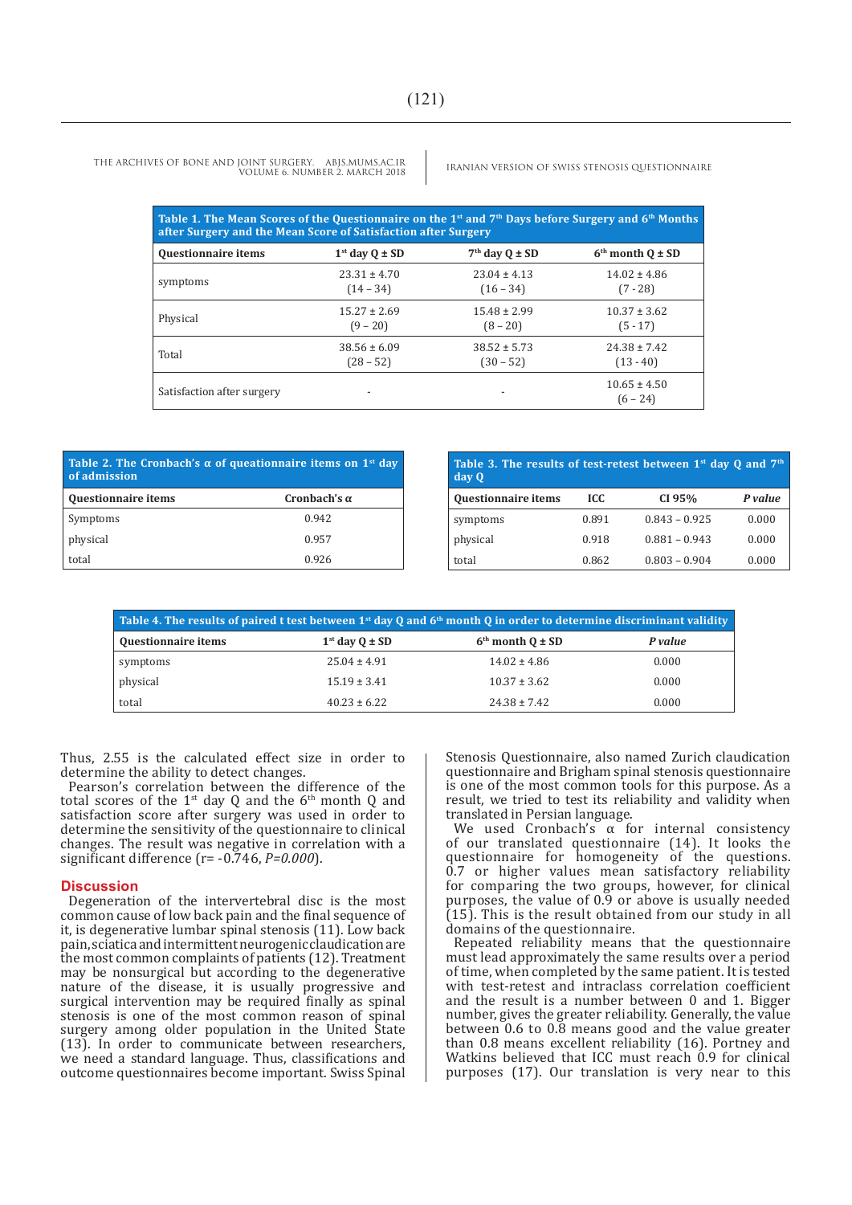Table 1. The Mean Scores of the Questionnaire on the 1st and 7th Days before Surgery and 6th Months after Surgery and the Mean Score of Satisfaction after Surgery

| Questionnaire items | 1st day Q ± SD | 7th day Q ± SD | 6th month Q ± SD |
|---|---|---|---|
| symptoms | 23.31 ± 4.70 (14 – 34) | 23.04 ± 4.13 (16 – 34) | 14.02 ± 4.86 (7 - 28) |
| Physical | 15.27 ± 2.69 (9 – 20) | 15.48 ± 2.99 (8 – 20) | 10.37 ± 3.62 (5 - 17) |
| Total | 38.56 ± 6.09 (28 – 52) | 38.52 ± 5.73 (30 – 52) | 24.38 ± 7.42 (13 - 40) |
| Satisfaction after surgery | - | - | 10.65 ± 4.50 (6 – 24) |

Table 2. The Cronbach's α of queationnaire items on 1st day of admission

| Questionnaire items | Cronbach's α |
|---|---|
| Symptoms | 0.942 |
| physical | 0.957 |
| total | 0.926 |

Table 3. The results of test-retest between 1st day Q and 7th day Q

| Questionnaire items | ICC | CI 95% | P value |
|---|---|---|---|
| symptoms | 0.891 | 0.843 – 0.925 | 0.000 |
| physical | 0.918 | 0.881 – 0.943 | 0.000 |
| total | 0.862 | 0.803 – 0.904 | 0.000 |

Table 4. The results of paired t test between 1st day Q and 6th month Q in order to determine discriminant validity

| Questionnaire items | 1st day Q ± SD | 6th month Q ± SD | P value |
|---|---|---|---|
| symptoms | 25.04 ± 4.91 | 14.02 ± 4.86 | 0.000 |
| physical | 15.19 ± 3.41 | 10.37 ± 3.62 | 0.000 |
| total | 40.23 ± 6.22 | 24.38 ± 7.42 | 0.000 |

Thus, 2.55 is the calculated effect size in order to determine the ability to detect changes.

Pearson's correlation between the difference of the total scores of the 1st day Q and the 6th month Q and satisfaction score after surgery was used in order to determine the sensitivity of the questionnaire to clinical changes. The result was negative in correlation with a significant difference (r= -0.746, *P=0.000*).

## Discussion

Degeneration of the intervertebral disc is the most common cause of low back pain and the final sequence of it, is degenerative lumbar spinal stenosis (11). Low back pain, sciatica and intermittent neurogenic claudication are the most common complaints of patients (12). Treatment may be nonsurgical but according to the degenerative nature of the disease, it is usually progressive and surgical intervention may be required finally as spinal stenosis is one of the most common reason of spinal surgery among older population in the United State (13). In order to communicate between researchers, we need a standard language. Thus, classifications and outcome questionnaires become important. Swiss Spinal Stenosis Questionnaire, also named Zurich claudication questionnaire and Brigham spinal stenosis questionnaire is one of the most common tools for this purpose. As a result, we tried to test its reliability and validity when translated in Persian language.

We used Cronbach's α for internal consistency of our translated questionnaire (14). It looks the questionnaire for homogeneity of the questions. 0.7 or higher values mean satisfactory reliability for comparing the two groups, however, for clinical purposes, the value of 0.9 or above is usually needed (15). This is the result obtained from our study in all domains of the questionnaire.

Repeated reliability means that the questionnaire must lead approximately the same results over a period of time, when completed by the same patient. It is tested with test-retest and intraclass correlation coefficient and the result is a number between 0 and 1. Bigger number, gives the greater reliability. Generally, the value between 0.6 to 0.8 means good and the value greater than 0.8 means excellent reliability (16). Portney and Watkins believed that ICC must reach 0.9 for clinical purposes (17). Our translation is very near to this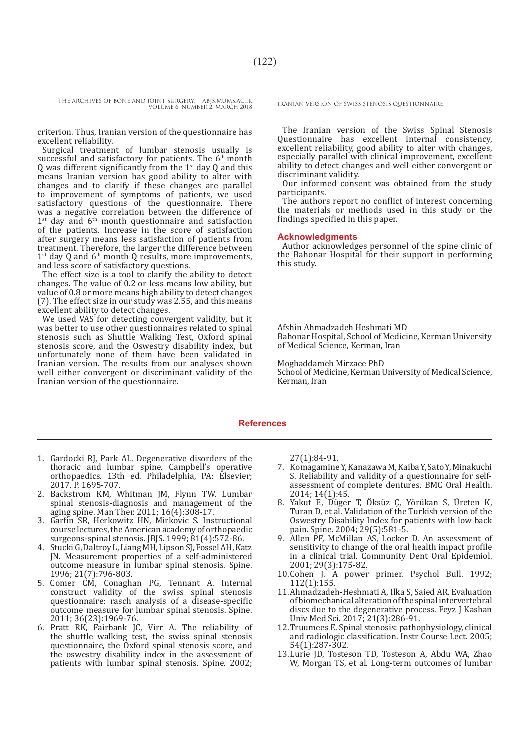criterion. Thus, Iranian version of the questionnaire has excellent reliability.

Surgical treatment of lumbar stenosis usually is successful and satisfactory for patients. The 6th month Q was different significantly from the 1st day Q and this means Iranian version has good ability to alter with changes and to clarify if these changes are parallel to improvement of symptoms of patients, we used satisfactory questions of the questionnaire. There was a negative correlation between the difference of 1st day and 6th month questionnaire and satisfaction of the patients. Increase in the score of satisfaction after surgery means less satisfaction of patients from treatment. Therefore, the larger the difference between 1st day Q and 6th month Q results, more improvements, and less score of satisfactory questions.

The effect size is a tool to clarify the ability to detect changes. The value of 0.2 or less means low ability, but value of 0.8 or more means high ability to detect changes (7). The effect size in our study was 2.55, and this means excellent ability to detect changes.

We used VAS for detecting convergent validity, but it was better to use other questionnaires related to spinal stenosis such as Shuttle Walking Test, Oxford spinal stenosis score, and the Oswestry disability index, but unfortunately none of them have been validated in Iranian version. The results from our analyses shown well either convergent or discriminant validity of the Iranian version of the questionnaire.

The Iranian version of the Swiss Spinal Stenosis Questionnaire has excellent internal consistency, excellent reliability, good ability to alter with changes, especially parallel with clinical improvement, excellent ability to detect changes and well either convergent or discriminant validity.

Our informed consent was obtained from the study participants.

The authors report no conflict of interest concerning the materials or methods used in this study or the findings specified in this paper.

## Acknowledgments

Author acknowledges personnel of the spine clinic of the Bahonar Hospital for their support in performing this study.

Afshin Ahmadzadeh Heshmati MD
Bahonar Hospital, School of Medicine, Kerman University of Medical Science, Kerman, Iran

Moghaddameh Mirzaee PhD
School of Medicine, Kerman University of Medical Science, Kerman, Iran

## References

1. Gardocki RJ, Park AL. Degenerative disorders of the thoracic and lumbar spine. Campbell's operative orthopaedics. 13th ed. Philadelphia, PA: Elsevier; 2017. P. 1695-707.
2. Backstrom KM, Whitman JM, Flynn TW. Lumbar spinal stenosis-diagnosis and management of the aging spine. Man Ther. 2011; 16(4):308-17.
3. Garfin SR, Herkowitz HN, Mirkovic S. Instructional course lectures, the American academy of orthopaedic surgeons-spinal stenosis. JBJS. 1999; 81(4):572-86.
4. Stucki G, Daltroy L, Liang MH, Lipson SJ, Fossel AH, Katz JN. Measurement properties of a self-administered outcome measure in lumbar spinal stenosis. Spine. 1996; 21(7):796-803.
5. Comer CM, Conaghan PG, Tennant A. Internal construct validity of the swiss spinal stenosis questionnaire: rasch analysis of a disease-specific outcome measure for lumbar spinal stenosis. Spine. 2011; 36(23):1969-76.
6. Pratt RK, Fairbank JC, Virr A. The reliability of the shuttle walking test, the swiss spinal stenosis questionnaire, the Oxford spinal stenosis score, and the oswestry disability index in the assessment of patients with lumbar spinal stenosis. Spine. 2002; 27(1):84-91.
7. Komagamine Y, Kanazawa M, Kaiba Y, Sato Y, Minakuchi S. Reliability and validity of a questionnaire for self-assessment of complete dentures. BMC Oral Health. 2014; 14(1):45.
8. Yakut E, Düger T, Öksüz Ç, Yörükan S, Üreten K, Turan D, et al. Validation of the Turkish version of the Oswestry Disability Index for patients with low back pain. Spine. 2004; 29(5):581-5.
9. Allen PF, McMillan AS, Locker D. An assessment of sensitivity to change of the oral health impact profile in a clinical trial. Community Dent Oral Epidemiol. 2001; 29(3):175-82.
10. Cohen J. A power primer. Psychol Bull. 1992; 112(1):155.
11. Ahmadzadeh-Heshmati A, Ilka S, Saied AR. Evaluation of biomechanical alteration of the spinal intervertebral discs due to the degenerative process. Feyz J Kashan Univ Med Sci. 2017; 21(3):286-91.
12. Truumees E. Spinal stenosis: pathophysiology, clinical and radiologic classification. Instr Course Lect. 2005; 54(1):287-302.
13. Lurie JD, Tosteson TD, Tosteson A, Abdu WA, Zhao W, Morgan TS, et al. Long-term outcomes of lumbar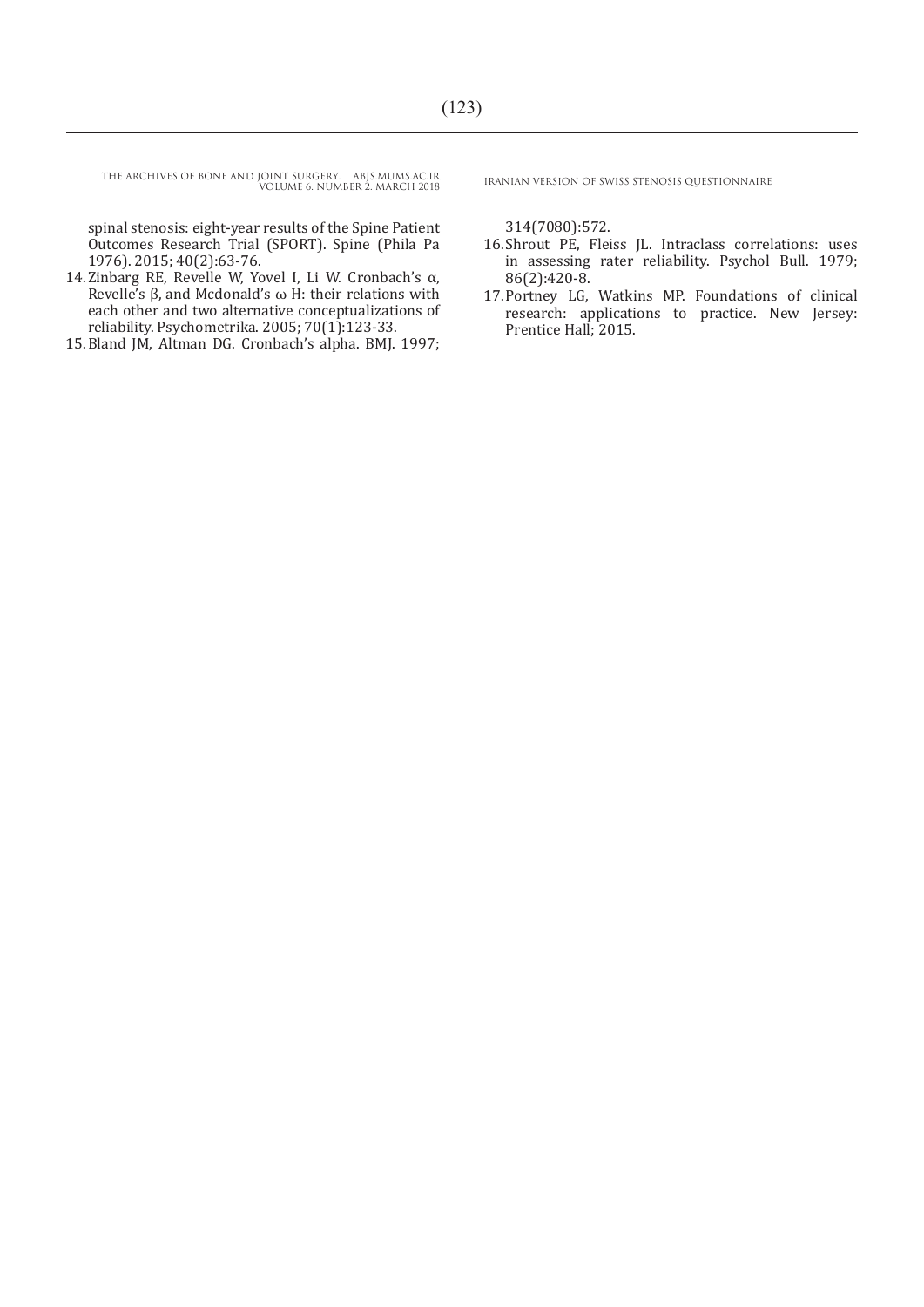spinal stenosis: eight-year results of the Spine Patient Outcomes Research Trial (SPORT). Spine (Phila Pa 1976). 2015; 40(2):63-76.

14. Zinbarg RE, Revelle W, Yovel I, Li W. Cronbach's α, Revelle's β, and Mcdonald's ω H: their relations with each other and two alternative conceptualizations of reliability. Psychometrika. 2005; 70(1):123-33.
15. Bland JM, Altman DG. Cronbach's alpha. BMJ. 1997; 314(7080):572.
16. Shrout PE, Fleiss JL. Intraclass correlations: uses in assessing rater reliability. Psychol Bull. 1979; 86(2):420-8.
17. Portney LG, Watkins MP. Foundations of clinical research: applications to practice. New Jersey: Prentice Hall; 2015.